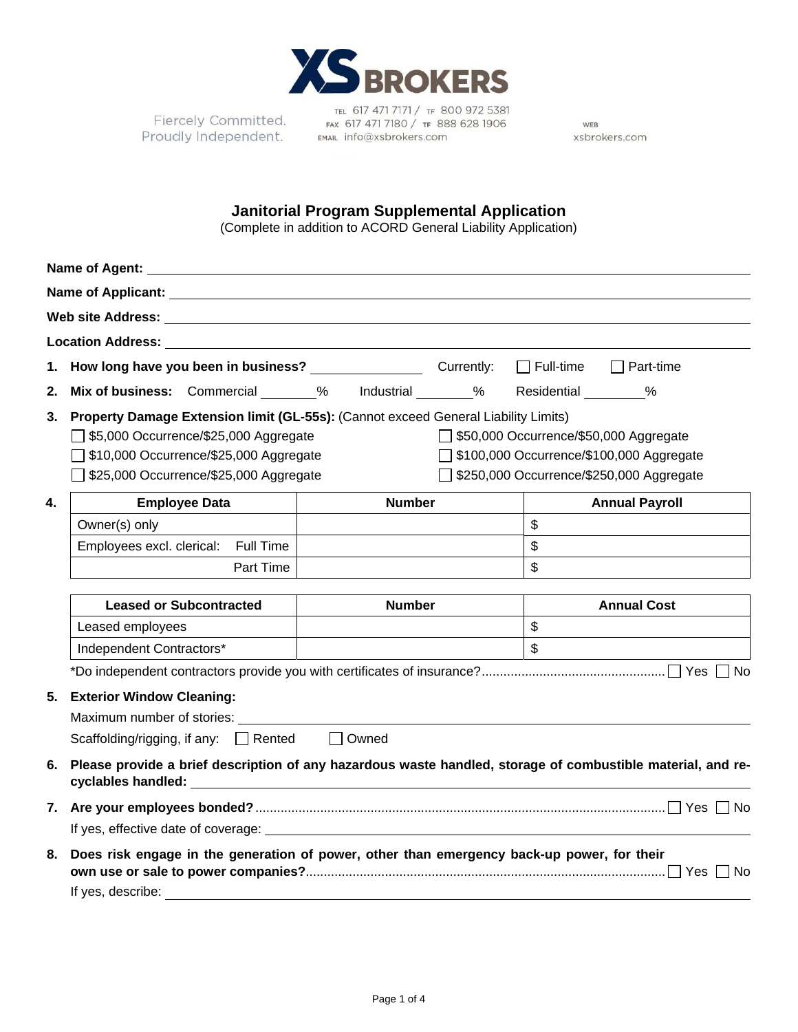XS BROKERS

Fiercely Committed.
Proudly Independent.

TEL 617 471 7171 / TF 800 972 5381
FAX 617 471 7180 / TF 888 628 1906
EMAIL info@xsbrokers.com

WEB
xsbrokers.com

## Janitorial Program Supplemental Application

(Complete in addition to ACORD General Liability Application)

**Name of Agent:** ____________________

**Name of Applicant:** ____________________

**Web site Address:** ____________________

**Location Address:** ____________________

1. **How long have you been in business?** __________ Currently: ☐ Full-time ☐ Part-time

2. **Mix of business:** Commercial ______% Industrial ______% Residential ______%

3. **Property Damage Extension limit (GL-55s):** (Cannot exceed General Liability Limits)
   - ☐ $5,000 Occurrence/$25,000 Aggregate
   - ☐ $10,000 Occurrence/$25,000 Aggregate
   - ☐ $25,000 Occurrence/$25,000 Aggregate
   - ☐ $50,000 Occurrence/$50,000 Aggregate
   - ☐ $100,000 Occurrence/$100,000 Aggregate
   - ☐ $250,000 Occurrence/$250,000 Aggregate

4. 

| Employee Data | Number | Annual Payroll |
|---|---|---|
| Owner(s) only | | $ |
| Employees excl. clerical: Full Time | | $ |
| Part Time | | $ |

| Leased or Subcontracted | Number | Annual Cost |
|---|---|---|
| Leased employees | | $ |
| Independent Contractors* | | $ |

*Do independent contractors provide you with certificates of insurance?.................................................. ☐ Yes ☐ No

5. **Exterior Window Cleaning:**

   Maximum number of stories: ____________________

   Scaffolding/rigging, if any: ☐ Rented ☐ Owned

6. **Please provide a brief description of any hazardous waste handled, storage of combustible material, and re-cyclables handled:** ____________________

7. **Are your employees bonded?**................................................................................................................ ☐ Yes ☐ No

   If yes, effective date of coverage: ____________________

8. **Does risk engage in the generation of power, other than emergency back-up power, for their own use or sale to power companies?**.................................................................................................. ☐ Yes ☐ No

   If yes, describe: ____________________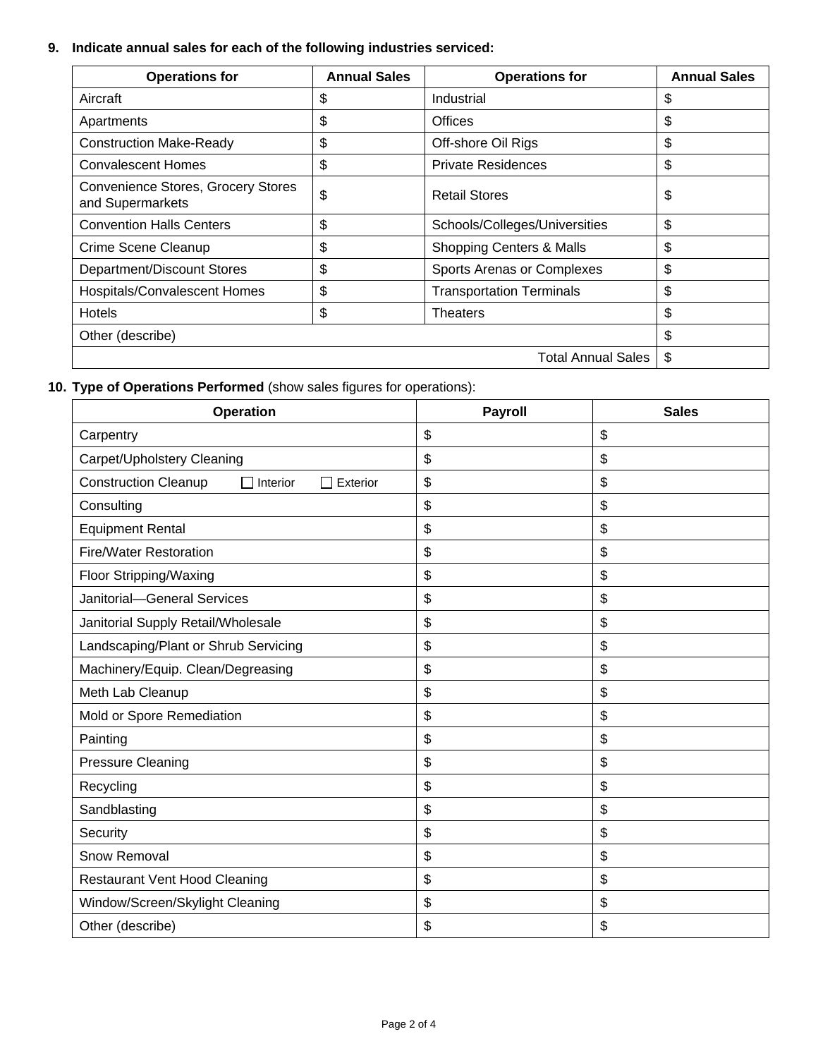**9. Indicate annual sales for each of the following industries serviced:**

| Operations for | Annual Sales | Operations for | Annual Sales |
|---|---|---|---|
| Aircraft | $ | Industrial | $ |
| Apartments | $ | Offices | $ |
| Construction Make-Ready | $ | Off-shore Oil Rigs | $ |
| Convalescent Homes | $ | Private Residences | $ |
| Convenience Stores, Grocery Stores and Supermarkets | $ | Retail Stores | $ |
| Convention Halls Centers | $ | Schools/Colleges/Universities | $ |
| Crime Scene Cleanup | $ | Shopping Centers & Malls | $ |
| Department/Discount Stores | $ | Sports Arenas or Complexes | $ |
| Hospitals/Convalescent Homes | $ | Transportation Terminals | $ |
| Hotels | $ | Theaters | $ |
| Other (describe) | | | $ |
| | | Total Annual Sales | $ |

**10. Type of Operations Performed** (show sales figures for operations):

| Operation | Payroll | Sales |
|---|---|---|
| Carpentry | $ | $ |
| Carpet/Upholstery Cleaning | $ | $ |
| Construction Cleanup ☐ Interior ☐ Exterior | $ | $ |
| Consulting | $ | $ |
| Equipment Rental | $ | $ |
| Fire/Water Restoration | $ | $ |
| Floor Stripping/Waxing | $ | $ |
| Janitorial—General Services | $ | $ |
| Janitorial Supply Retail/Wholesale | $ | $ |
| Landscaping/Plant or Shrub Servicing | $ | $ |
| Machinery/Equip. Clean/Degreasing | $ | $ |
| Meth Lab Cleanup | $ | $ |
| Mold or Spore Remediation | $ | $ |
| Painting | $ | $ |
| Pressure Cleaning | $ | $ |
| Recycling | $ | $ |
| Sandblasting | $ | $ |
| Security | $ | $ |
| Snow Removal | $ | $ |
| Restaurant Vent Hood Cleaning | $ | $ |
| Window/Screen/Skylight Cleaning | $ | $ |
| Other (describe) | $ | $ |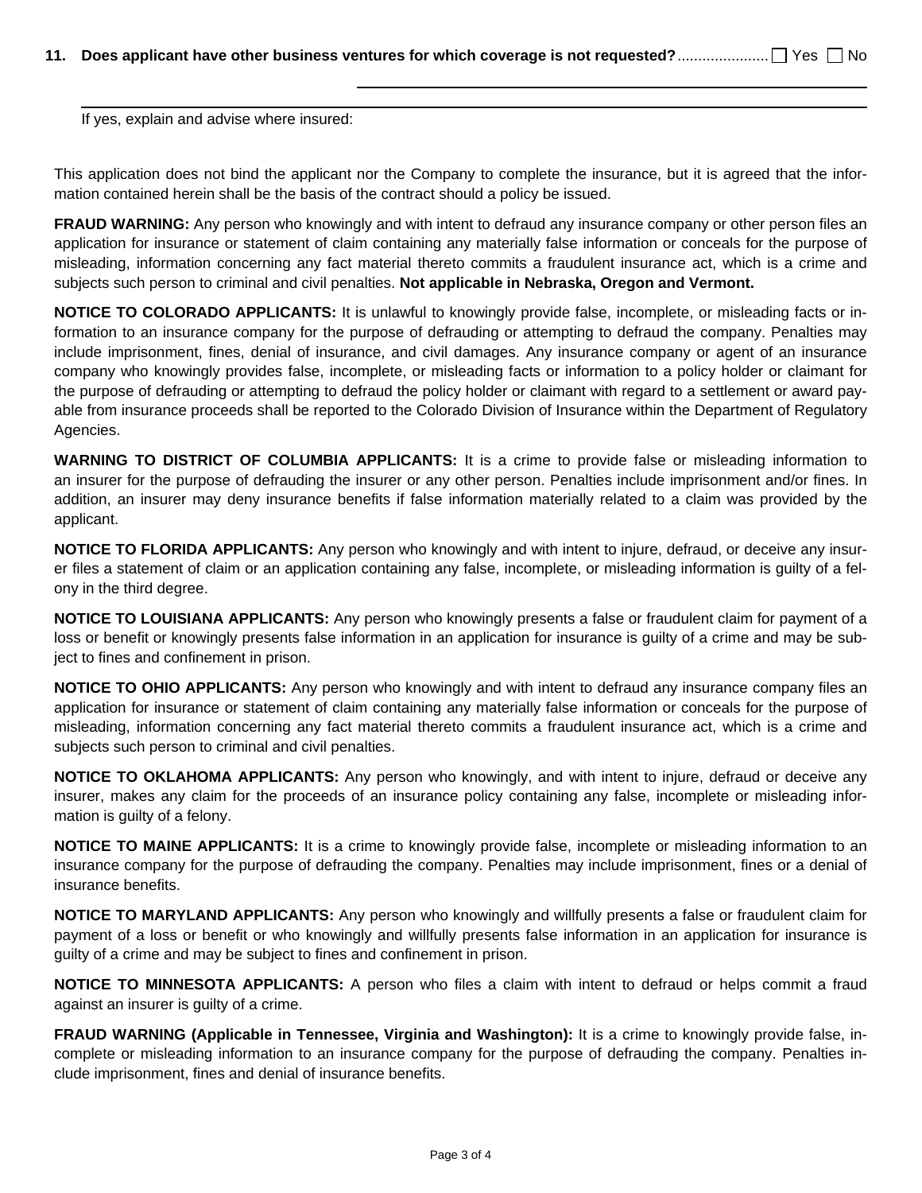**11. Does applicant have other business ventures for which coverage is not requested?** ...................... ☐ Yes ☐ No

If yes, explain and advise where insured: \_\_\_\_\_\_\_\_\_\_\_\_\_\_\_\_\_\_\_\_\_\_\_\_\_\_\_\_\_\_\_\_\_\_\_\_\_\_\_\_\_\_\_\_

This application does not bind the applicant nor the Company to complete the insurance, but it is agreed that the information contained herein shall be the basis of the contract should a policy be issued.

**FRAUD WARNING:** Any person who knowingly and with intent to defraud any insurance company or other person files an application for insurance or statement of claim containing any materially false information or conceals for the purpose of misleading, information concerning any fact material thereto commits a fraudulent insurance act, which is a crime and subjects such person to criminal and civil penalties. **Not applicable in Nebraska, Oregon and Vermont.**

**NOTICE TO COLORADO APPLICANTS:** It is unlawful to knowingly provide false, incomplete, or misleading facts or information to an insurance company for the purpose of defrauding or attempting to defraud the company. Penalties may include imprisonment, fines, denial of insurance, and civil damages. Any insurance company or agent of an insurance company who knowingly provides false, incomplete, or misleading facts or information to a policy holder or claimant for the purpose of defrauding or attempting to defraud the policy holder or claimant with regard to a settlement or award payable from insurance proceeds shall be reported to the Colorado Division of Insurance within the Department of Regulatory Agencies.

**WARNING TO DISTRICT OF COLUMBIA APPLICANTS:** It is a crime to provide false or misleading information to an insurer for the purpose of defrauding the insurer or any other person. Penalties include imprisonment and/or fines. In addition, an insurer may deny insurance benefits if false information materially related to a claim was provided by the applicant.

**NOTICE TO FLORIDA APPLICANTS:** Any person who knowingly and with intent to injure, defraud, or deceive any insurer files a statement of claim or an application containing any false, incomplete, or misleading information is guilty of a felony in the third degree.

**NOTICE TO LOUISIANA APPLICANTS:** Any person who knowingly presents a false or fraudulent claim for payment of a loss or benefit or knowingly presents false information in an application for insurance is guilty of a crime and may be subject to fines and confinement in prison.

**NOTICE TO OHIO APPLICANTS:** Any person who knowingly and with intent to defraud any insurance company files an application for insurance or statement of claim containing any materially false information or conceals for the purpose of misleading, information concerning any fact material thereto commits a fraudulent insurance act, which is a crime and subjects such person to criminal and civil penalties.

**NOTICE TO OKLAHOMA APPLICANTS:** Any person who knowingly, and with intent to injure, defraud or deceive any insurer, makes any claim for the proceeds of an insurance policy containing any false, incomplete or misleading information is guilty of a felony.

**NOTICE TO MAINE APPLICANTS:** It is a crime to knowingly provide false, incomplete or misleading information to an insurance company for the purpose of defrauding the company. Penalties may include imprisonment, fines or a denial of insurance benefits.

**NOTICE TO MARYLAND APPLICANTS:** Any person who knowingly and willfully presents a false or fraudulent claim for payment of a loss or benefit or who knowingly and willfully presents false information in an application for insurance is guilty of a crime and may be subject to fines and confinement in prison.

**NOTICE TO MINNESOTA APPLICANTS:** A person who files a claim with intent to defraud or helps commit a fraud against an insurer is guilty of a crime.

**FRAUD WARNING (Applicable in Tennessee, Virginia and Washington):** It is a crime to knowingly provide false, incomplete or misleading information to an insurance company for the purpose of defrauding the company. Penalties include imprisonment, fines and denial of insurance benefits.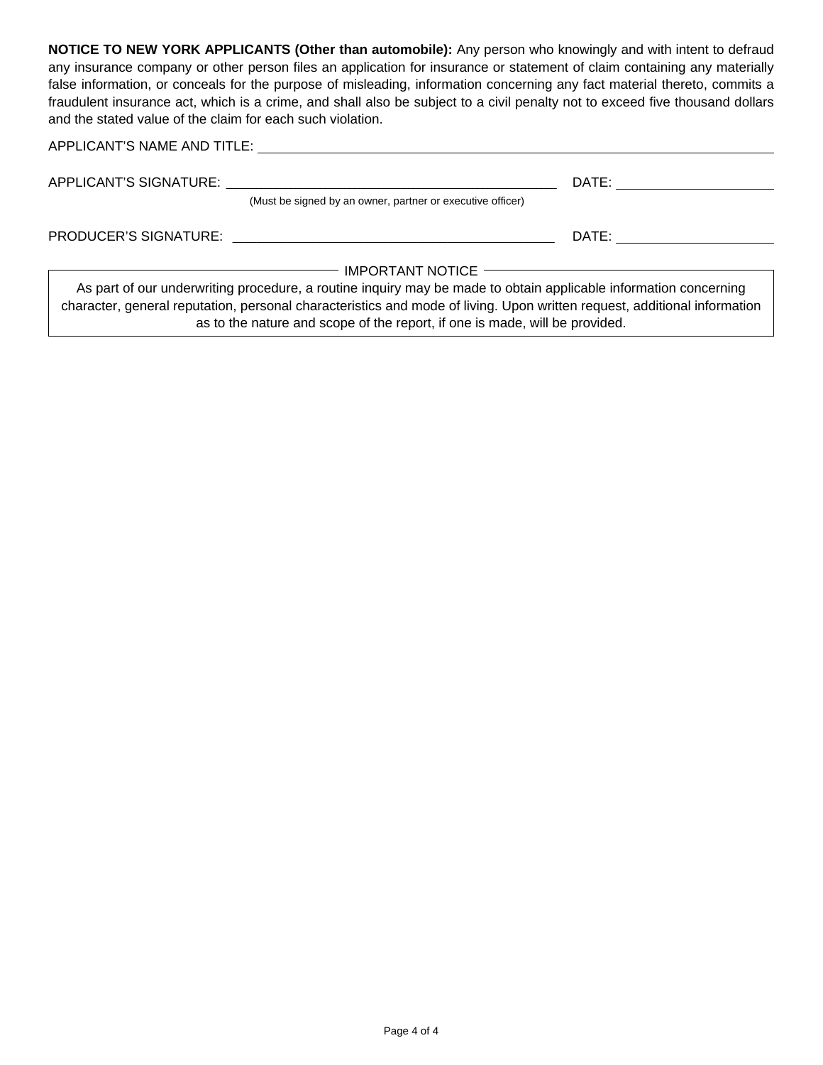**NOTICE TO NEW YORK APPLICANTS (Other than automobile):** Any person who knowingly and with intent to defraud any insurance company or other person files an application for insurance or statement of claim containing any materially false information, or conceals for the purpose of misleading, information concerning any fact material thereto, commits a fraudulent insurance act, which is a crime, and shall also be subject to a civil penalty not to exceed five thousand dollars and the stated value of the claim for each such violation.

APPLICANT'S NAME AND TITLE: ______________________________________________

APPLICANT'S SIGNATURE: ______________________________ DATE: ______________

(Must be signed by an owner, partner or executive officer)

PRODUCER'S SIGNATURE: ______________________________ DATE: ______________

**IMPORTANT NOTICE**

As part of our underwriting procedure, a routine inquiry may be made to obtain applicable information concerning character, general reputation, personal characteristics and mode of living. Upon written request, additional information as to the nature and scope of the report, if one is made, will be provided.